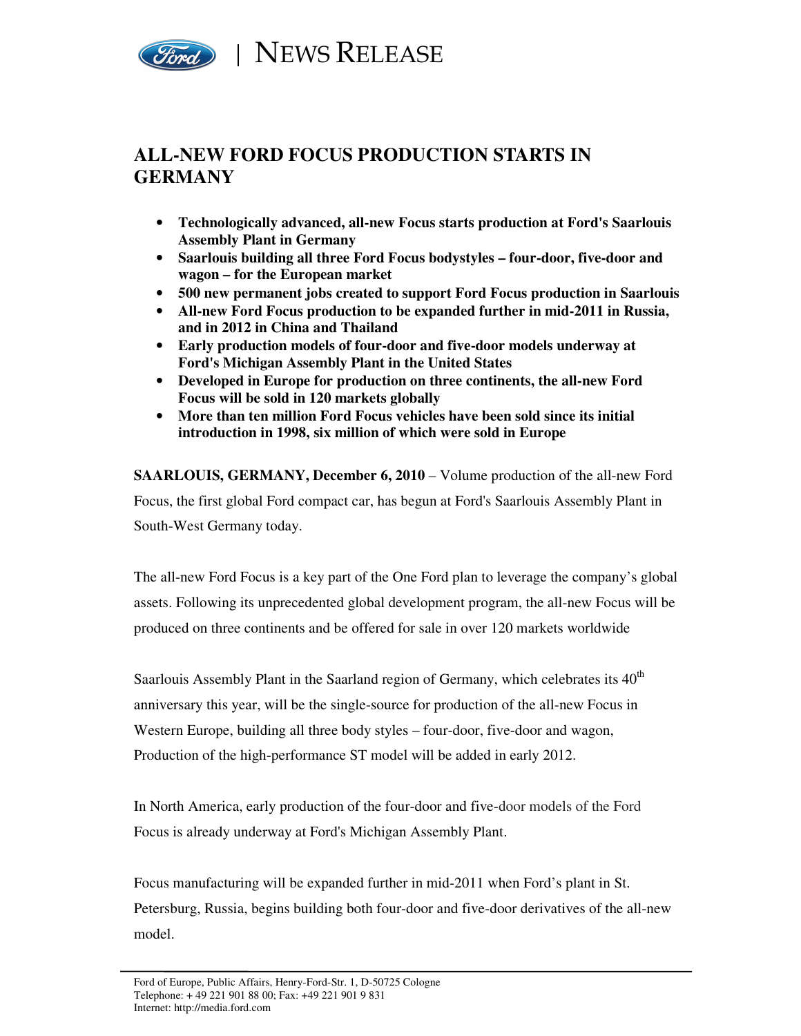NEWS RELEASE

# ALL-NEW FORD FOCUS PRODUCTION STARTS IN GERMANY

- **Technologically advanced, all-new Focus starts production at Ford's Saarlouis Assembly Plant in Germany**
- **Saarlouis building all three Ford Focus bodystyles – four-door, five-door and wagon – for the European market**
- **500 new permanent jobs created to support Ford Focus production in Saarlouis**
- **All-new Ford Focus production to be expanded further in mid-2011 in Russia, and in 2012 in China and Thailand**
- **Early production models of four-door and five-door models underway at Ford's Michigan Assembly Plant in the United States**
- **Developed in Europe for production on three continents, the all-new Ford Focus will be sold in 120 markets globally**
- **More than ten million Ford Focus vehicles have been sold since its initial introduction in 1998, six million of which were sold in Europe**

**SAARLOUIS, GERMANY, December 6, 2010** – Volume production of the all-new Ford Focus, the first global Ford compact car, has begun at Ford's Saarlouis Assembly Plant in South-West Germany today.

The all-new Ford Focus is a key part of the One Ford plan to leverage the company's global assets. Following its unprecedented global development program, the all-new Focus will be produced on three continents and be offered for sale in over 120 markets worldwide

Saarlouis Assembly Plant in the Saarland region of Germany, which celebrates its 40th anniversary this year, will be the single-source for production of the all-new Focus in Western Europe, building all three body styles – four-door, five-door and wagon, Production of the high-performance ST model will be added in early 2012.

In North America, early production of the four-door and five-door models of the Ford Focus is already underway at Ford's Michigan Assembly Plant.

Focus manufacturing will be expanded further in mid-2011 when Ford's plant in St. Petersburg, Russia, begins building both four-door and five-door derivatives of the all-new model.

Ford of Europe, Public Affairs, Henry-Ford-Str. 1, D-50725 Cologne
Telephone: + 49 221 901 88 00; Fax: +49 221 901 9 831
Internet: http://media.ford.com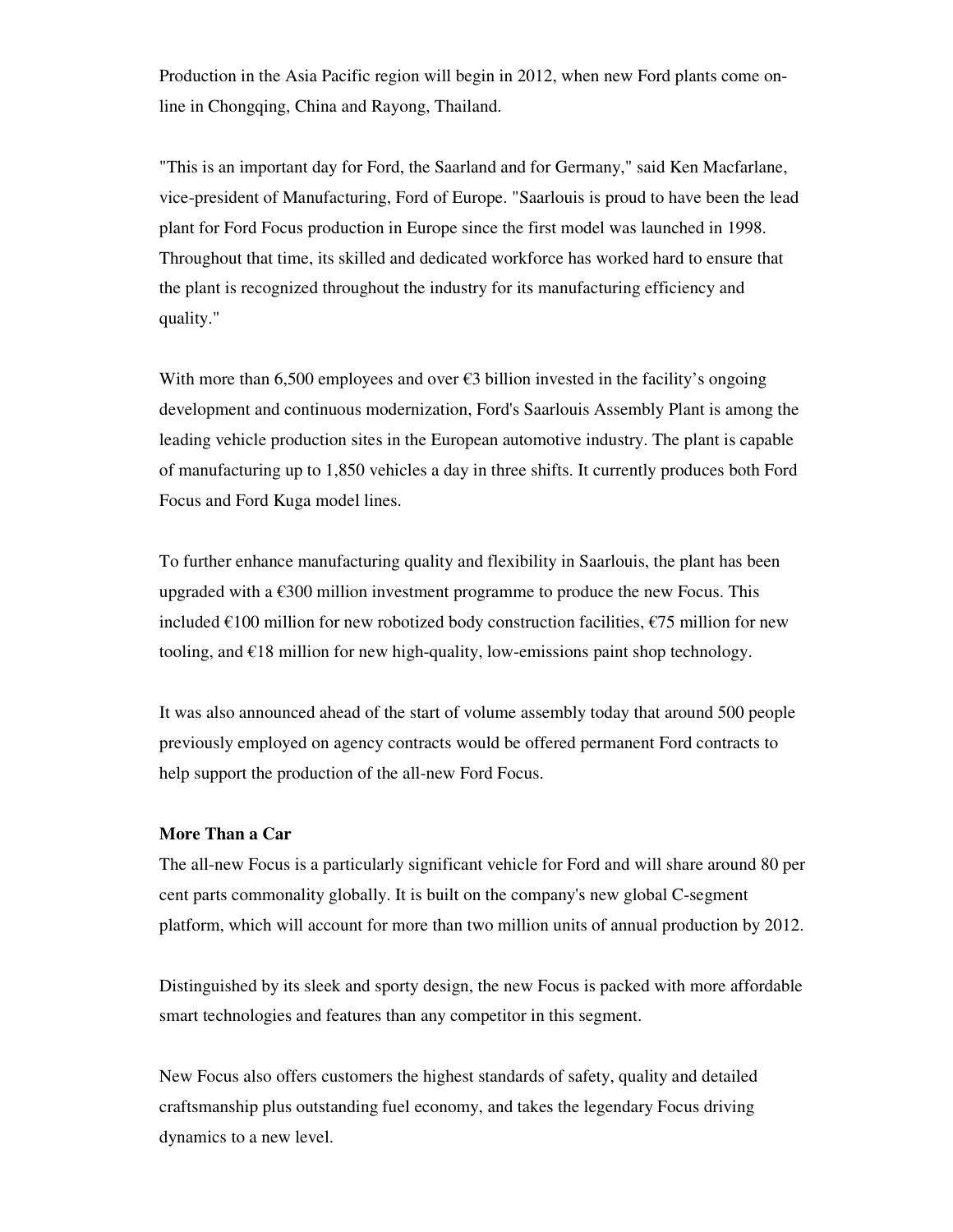Production in the Asia Pacific region will begin in 2012, when new Ford plants come on-line in Chongqing, China and Rayong, Thailand.

"This is an important day for Ford, the Saarland and for Germany," said Ken Macfarlane, vice-president of Manufacturing, Ford of Europe. "Saarlouis is proud to have been the lead plant for Ford Focus production in Europe since the first model was launched in 1998. Throughout that time, its skilled and dedicated workforce has worked hard to ensure that the plant is recognized throughout the industry for its manufacturing efficiency and quality."

With more than 6,500 employees and over €3 billion invested in the facility's ongoing development and continuous modernization, Ford's Saarlouis Assembly Plant is among the leading vehicle production sites in the European automotive industry. The plant is capable of manufacturing up to 1,850 vehicles a day in three shifts. It currently produces both Ford Focus and Ford Kuga model lines.

To further enhance manufacturing quality and flexibility in Saarlouis, the plant has been upgraded with a €300 million investment programme to produce the new Focus. This included €100 million for new robotized body construction facilities, €75 million for new tooling, and €18 million for new high-quality, low-emissions paint shop technology.

It was also announced ahead of the start of volume assembly today that around 500 people previously employed on agency contracts would be offered permanent Ford contracts to help support the production of the all-new Ford Focus.

**More Than a Car**

The all-new Focus is a particularly significant vehicle for Ford and will share around 80 per cent parts commonality globally. It is built on the company's new global C-segment platform, which will account for more than two million units of annual production by 2012.

Distinguished by its sleek and sporty design, the new Focus is packed with more affordable smart technologies and features than any competitor in this segment.

New Focus also offers customers the highest standards of safety, quality and detailed craftsmanship plus outstanding fuel economy, and takes the legendary Focus driving dynamics to a new level.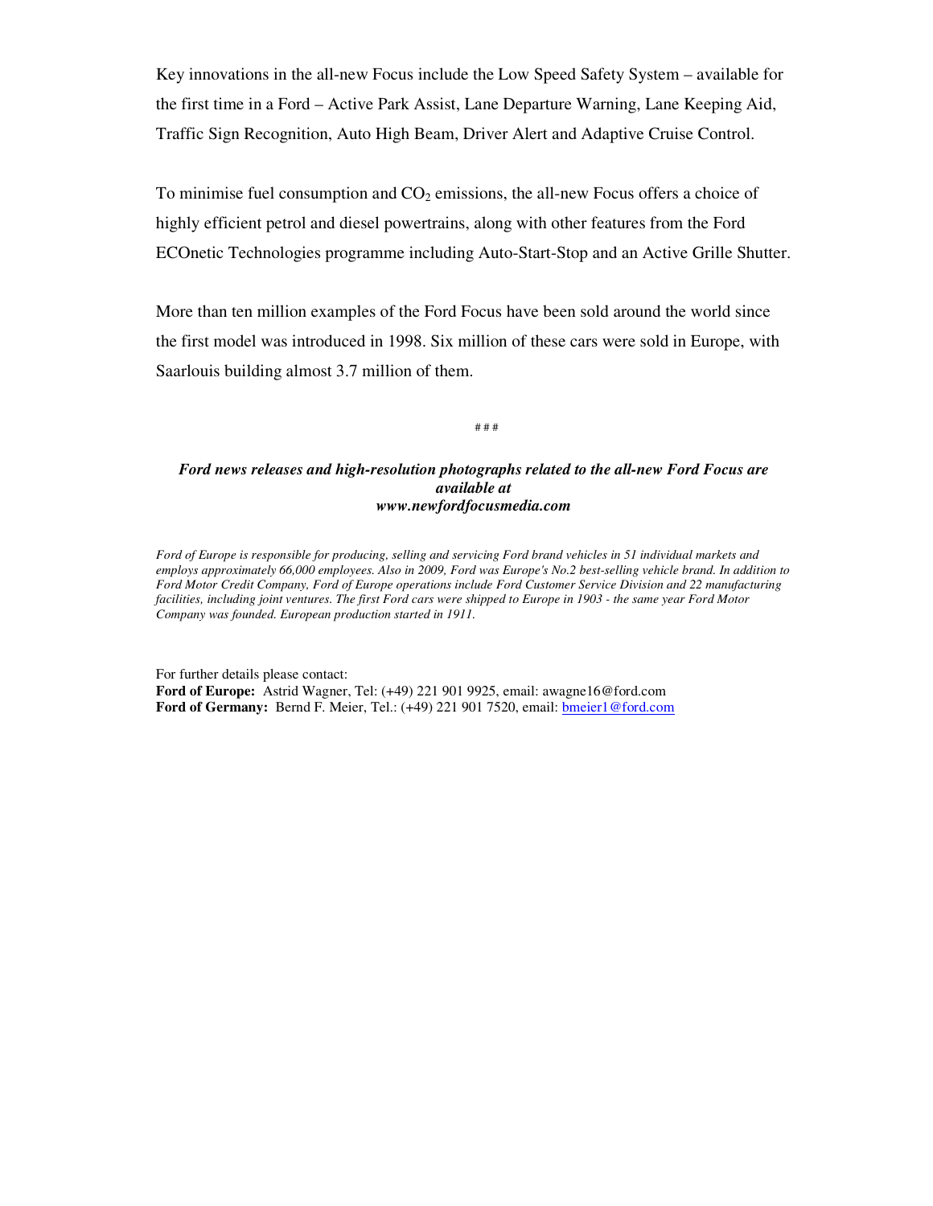Key innovations in the all-new Focus include the Low Speed Safety System – available for the first time in a Ford – Active Park Assist, Lane Departure Warning, Lane Keeping Aid, Traffic Sign Recognition, Auto High Beam, Driver Alert and Adaptive Cruise Control.

To minimise fuel consumption and $CO_2$ emissions, the all-new Focus offers a choice of highly efficient petrol and diesel powertrains, along with other features from the Ford ECOnetic Technologies programme including Auto-Start-Stop and an Active Grille Shutter.

More than ten million examples of the Ford Focus have been sold around the world since the first model was introduced in 1998. Six million of these cars were sold in Europe, with Saarlouis building almost 3.7 million of them.

# # #

***Ford news releases and high-resolution photographs related to the all-new Ford Focus are available at www.newfordfocusmedia.com***

*Ford of Europe is responsible for producing, selling and servicing Ford brand vehicles in 51 individual markets and employs approximately 66,000 employees. Also in 2009, Ford was Europe's No.2 best-selling vehicle brand. In addition to Ford Motor Credit Company, Ford of Europe operations include Ford Customer Service Division and 22 manufacturing facilities, including joint ventures. The first Ford cars were shipped to Europe in 1903 - the same year Ford Motor Company was founded. European production started in 1911.*

For further details please contact:
**Ford of Europe:** Astrid Wagner, Tel: (+49) 221 901 9925, email: awagne16@ford.com
**Ford of Germany:** Bernd F. Meier, Tel.: (+49) 221 901 7520, email: bmeier1@ford.com